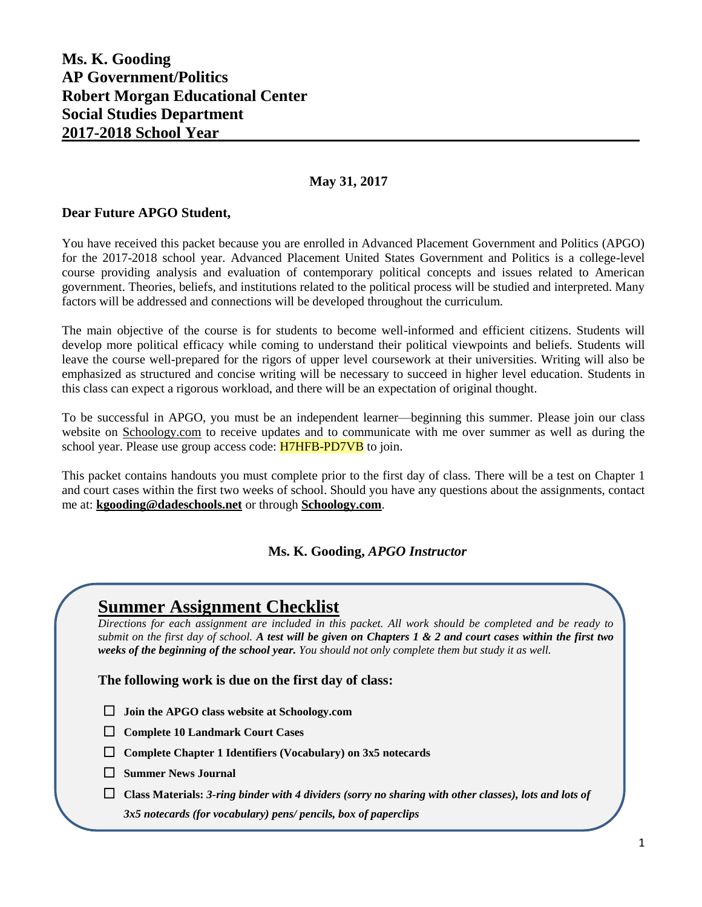**Ms. K. Gooding**
**AP Government/Politics**
**Robert Morgan Educational Center**
**Social Studies Department**
**2017-2018 School Year**

**May 31, 2017**

**Dear Future APGO Student,**

You have received this packet because you are enrolled in Advanced Placement Government and Politics (APGO) for the 2017-2018 school year. Advanced Placement United States Government and Politics is a college-level course providing analysis and evaluation of contemporary political concepts and issues related to American government. Theories, beliefs, and institutions related to the political process will be studied and interpreted. Many factors will be addressed and connections will be developed throughout the curriculum.

The main objective of the course is for students to become well-informed and efficient citizens. Students will develop more political efficacy while coming to understand their political viewpoints and beliefs. Students will leave the course well-prepared for the rigors of upper level coursework at their universities. Writing will also be emphasized as structured and concise writing will be necessary to succeed in higher level education. Students in this class can expect a rigorous workload, and there will be an expectation of original thought.

To be successful in APGO, you must be an independent learner—beginning this summer. Please join our class website on Schoology.com to receive updates and to communicate with me over summer as well as during the school year. Please use group access code: H7HFB-PD7VB to join.

This packet contains handouts you must complete prior to the first day of class. There will be a test on Chapter 1 and court cases within the first two weeks of school. Should you have any questions about the assignments, contact me at: **kgooding@dadeschools.net** or through **Schoology.com**.

**Ms. K. Gooding,** ***APGO Instructor***

## Summer Assignment Checklist

*Directions for each assignment are included in this packet. All work should be completed and be ready to submit on the first day of school.* ***A test will be given on Chapters 1 & 2 and court cases within the first two weeks of the beginning of the school year.*** *You should not only complete them but study it as well.*

**The following work is due on the first day of class:**

- ☐ **Join the APGO class website at Schoology.com**
- ☐ **Complete 10 Landmark Court Cases**
- ☐ **Complete Chapter 1 Identifiers (Vocabulary) on 3x5 notecards**
- ☐ **Summer News Journal**
- ☐ **Class Materials:** ***3-ring binder with 4 dividers (sorry no sharing with other classes), lots and lots of 3x5 notecards (for vocabulary) pens/ pencils, box of paperclips***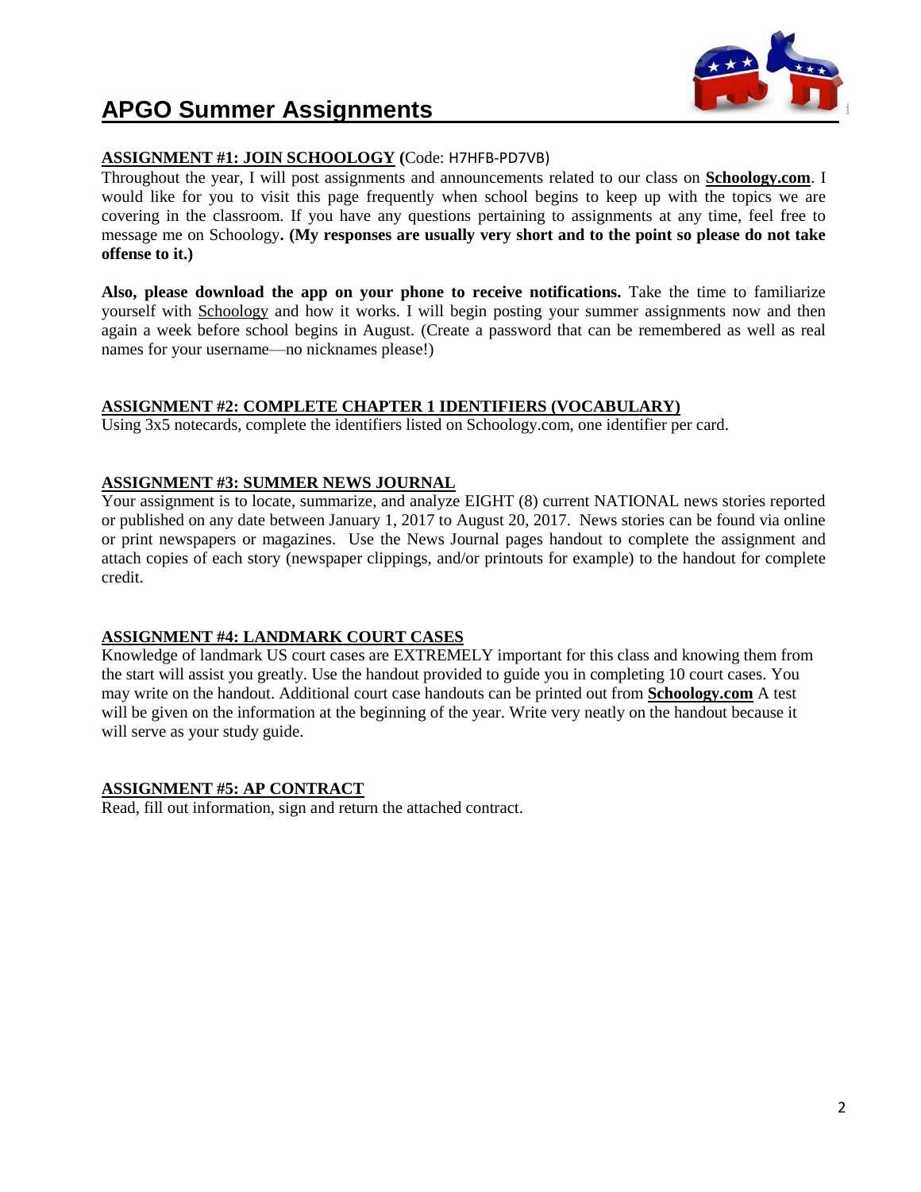# APGO Summer Assignments

**ASSIGNMENT #1: JOIN SCHOOLOGY** (Code: H7HFB-PD7VB)

Throughout the year, I will post assignments and announcements related to our class on **Schoology.com**. I would like for you to visit this page frequently when school begins to keep up with the topics we are covering in the classroom. If you have any questions pertaining to assignments at any time, feel free to message me on Schoology**. (My responses are usually very short and to the point so please do not take offense to it.)**

**Also, please download the app on your phone to receive notifications.** Take the time to familiarize yourself with Schoology and how it works. I will begin posting your summer assignments now and then again a week before school begins in August. (Create a password that can be remembered as well as real names for your username—no nicknames please!)

**ASSIGNMENT #2: COMPLETE CHAPTER 1 IDENTIFIERS (VOCABULARY)**

Using 3x5 notecards, complete the identifiers listed on Schoology.com, one identifier per card.

**ASSIGNMENT #3: SUMMER NEWS JOURNAL**

Your assignment is to locate, summarize, and analyze EIGHT (8) current NATIONAL news stories reported or published on any date between January 1, 2017 to August 20, 2017. News stories can be found via online or print newspapers or magazines. Use the News Journal pages handout to complete the assignment and attach copies of each story (newspaper clippings, and/or printouts for example) to the handout for complete credit.

**ASSIGNMENT #4: LANDMARK COURT CASES**

Knowledge of landmark US court cases are EXTREMELY important for this class and knowing them from the start will assist you greatly. Use the handout provided to guide you in completing 10 court cases. You may write on the handout. Additional court case handouts can be printed out from **Schoology.com** A test will be given on the information at the beginning of the year. Write very neatly on the handout because it will serve as your study guide.

**ASSIGNMENT #5: AP CONTRACT**

Read, fill out information, sign and return the attached contract.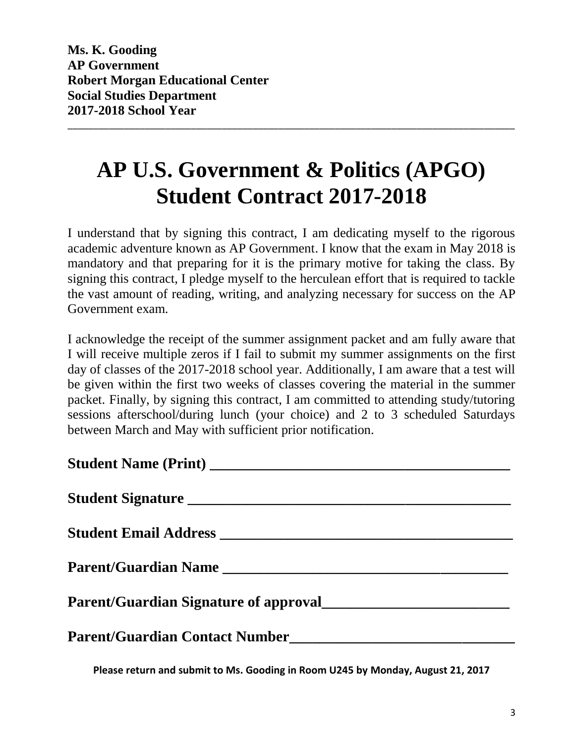**Ms. K. Gooding**
**AP Government**
**Robert Morgan Educational Center**
**Social Studies Department**
**2017-2018 School Year**

---

# AP U.S. Government & Politics (APGO) Student Contract 2017-2018

I understand that by signing this contract, I am dedicating myself to the rigorous academic adventure known as AP Government. I know that the exam in May 2018 is mandatory and that preparing for it is the primary motive for taking the class. By signing this contract, I pledge myself to the herculean effort that is required to tackle the vast amount of reading, writing, and analyzing necessary for success on the AP Government exam.

I acknowledge the receipt of the summer assignment packet and am fully aware that I will receive multiple zeros if I fail to submit my summer assignments on the first day of classes of the 2017-2018 school year. Additionally, I am aware that a test will be given within the first two weeks of classes covering the material in the summer packet. Finally, by signing this contract, I am committed to attending study/tutoring sessions afterschool/during lunch (your choice) and 2 to 3 scheduled Saturdays between March and May with sufficient prior notification.

**Student Name (Print) ________________________________________**

**Student Signature ___________________________________________**

**Student Email Address _______________________________________**

**Parent/Guardian Name ______________________________________**

**Parent/Guardian Signature of approval_________________________**

**Parent/Guardian Contact Number______________________________**

**Please return and submit to Ms. Gooding in Room U245 by Monday, August 21, 2017**